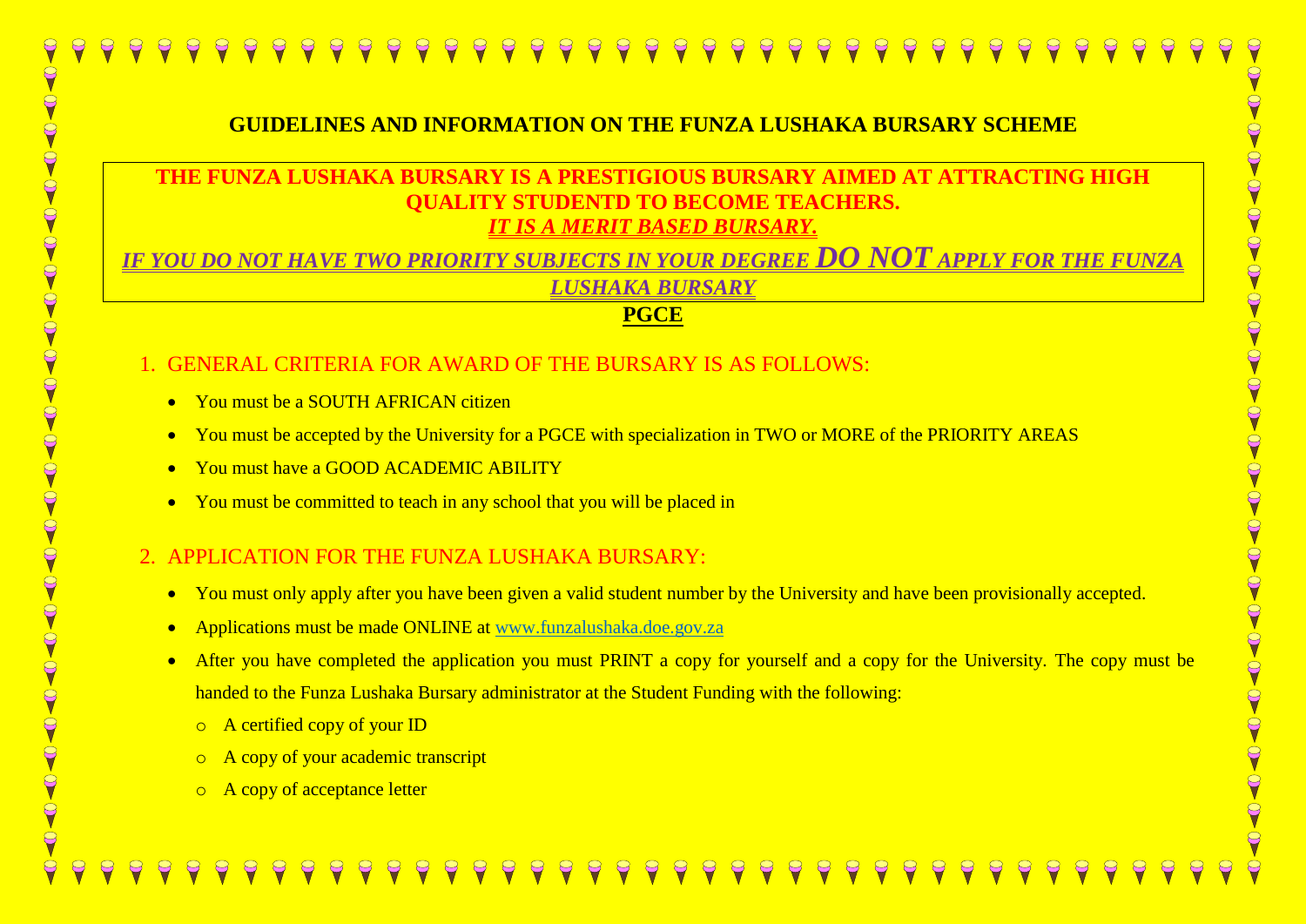# GUIDELINES AND INFORMATION ON THE FUNZA LUSHAKA BURSARY SCHEME

**THE FUNZA LUSHAKA BURSARY IS A PRESTIGIOUS BURSARY AIMED AT ATTRACTING HIGH QUALITY STUDENTD TO BECOME TEACHERS.**

***IT IS A MERIT BASED BURSARY.***

***IF YOU DO NOT HAVE TWO PRIORITY SUBJECTS IN YOUR DEGREE DO NOT APPLY FOR THE FUNZA LUSHAKA BURSARY***

**PGCE**

## 1. GENERAL CRITERIA FOR AWARD OF THE BURSARY IS AS FOLLOWS:

- You must be a SOUTH AFRICAN citizen
- You must be accepted by the University for a PGCE with specialization in TWO or MORE of the PRIORITY AREAS
- You must have a GOOD ACADEMIC ABILITY
- You must be committed to teach in any school that you will be placed in

## 2. APPLICATION FOR THE FUNZA LUSHAKA BURSARY:

- You must only apply after you have been given a valid student number by the University and have been provisionally accepted.
- Applications must be made ONLINE at www.funzalushaka.doe.gov.za
- After you have completed the application you must PRINT a copy for yourself and a copy for the University. The copy must be handed to the Funza Lushaka Bursary administrator at the Student Funding with the following:
  - A certified copy of your ID
  - A copy of your academic transcript
  - A copy of acceptance letter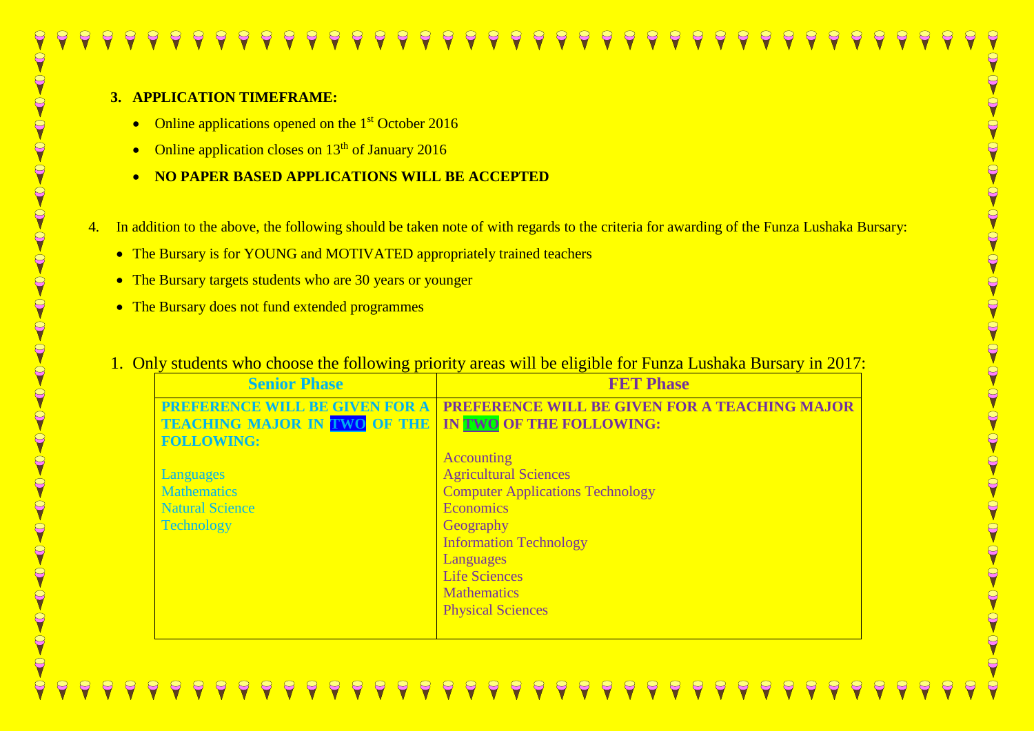3. **APPLICATION TIMEFRAME:**
   - Online applications opened on the 1st October 2016
   - Online application closes on 13th of January 2016
   - **NO PAPER BASED APPLICATIONS WILL BE ACCEPTED**

4. In addition to the above, the following should be taken note of with regards to the criteria for awarding of the Funza Lushaka Bursary:
   - The Bursary is for YOUNG and MOTIVATED appropriately trained teachers
   - The Bursary targets students who are 30 years or younger
   - The Bursary does not fund extended programmes

1. Only students who choose the following priority areas will be eligible for Funza Lushaka Bursary in 2017:

| Senior Phase | FET Phase |
|---|---|
| **PREFERENCE WILL BE GIVEN FOR A TEACHING MAJOR IN TWO OF THE FOLLOWING:**<br><br>Languages<br>Mathematics<br>Natural Science<br>Technology | **PREFERENCE WILL BE GIVEN FOR A TEACHING MAJOR IN TWO OF THE FOLLOWING:**<br><br>Accounting<br>Agricultural Sciences<br>Computer Applications Technology<br>Economics<br>Geography<br>Information Technology<br>Languages<br>Life Sciences<br>Mathematics<br>Physical Sciences |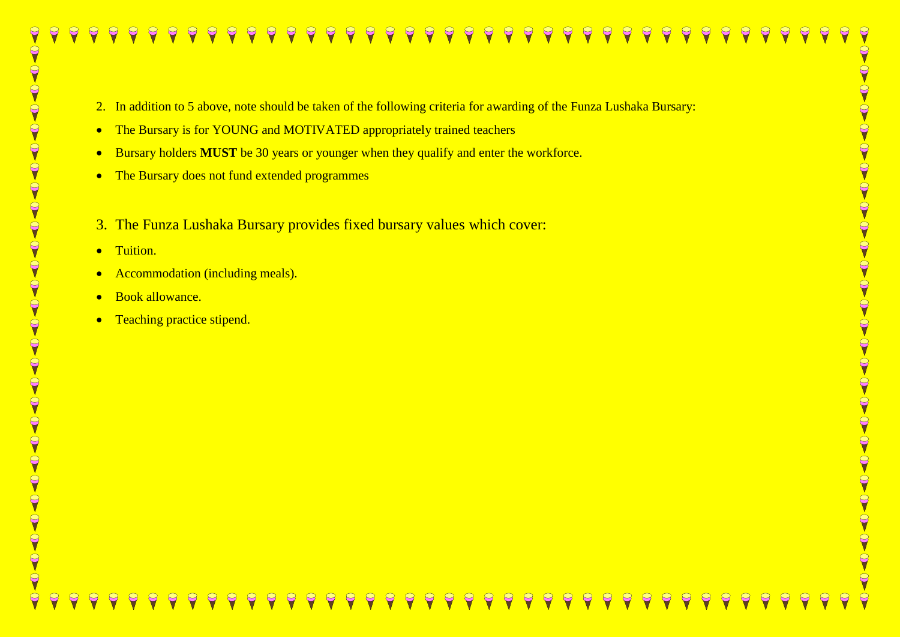2. In addition to 5 above, note should be taken of the following criteria for awarding of the Funza Lushaka Bursary:

- The Bursary is for YOUNG and MOTIVATED appropriately trained teachers
- Bursary holders **MUST** be 30 years or younger when they qualify and enter the workforce.
- The Bursary does not fund extended programmes

3. The Funza Lushaka Bursary provides fixed bursary values which cover:

- Tuition.
- Accommodation (including meals).
- Book allowance.
- Teaching practice stipend.